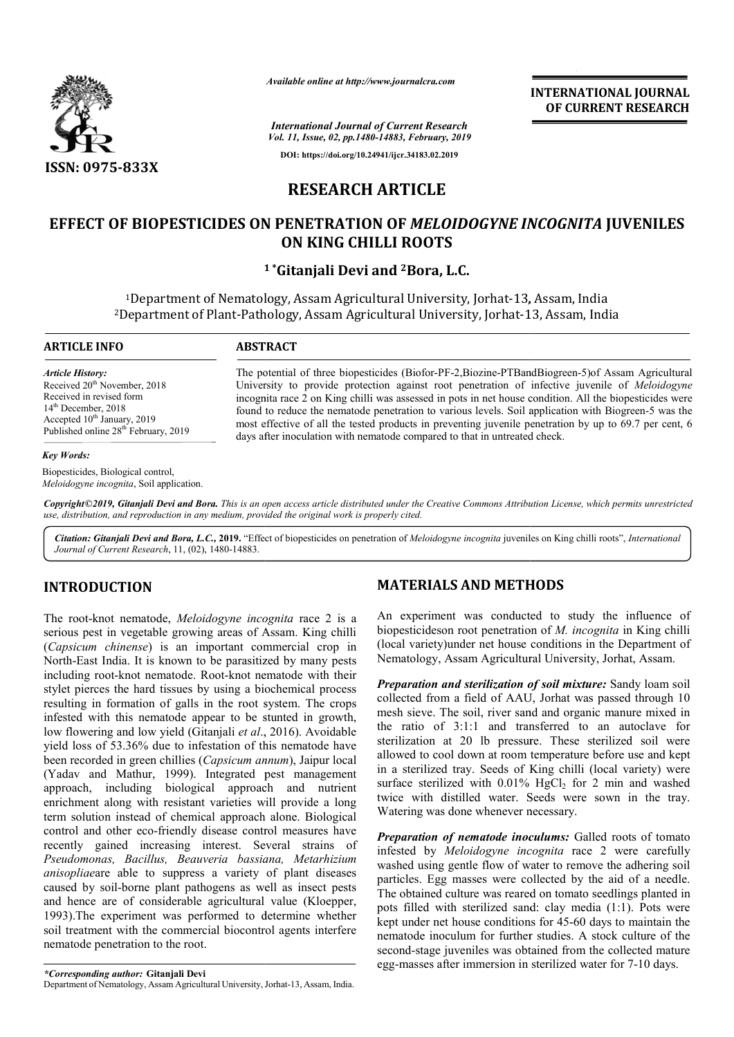# RESEARCH ARTICLE

## EFFECT OF BIOPESTICIDES ON PENETRATION OF *MELOIDOGYNE INCOGNITA* JUVENILES ON KING CHILLI ROOTS

**[1]\*Gitanjali Devi and [2]Bora, L.C.**

[1]Department of Nematology, Assam Agricultural University, Jorhat-13, Assam, India
[2]Department of Plant-Pathology, Assam Agricultural University, Jorhat-13, Assam, India

**ARTICLE INFO**

*Article History:*
Received 20th November, 2018
Received in revised form
14th December, 2018
Accepted 10th January, 2019
Published online 28th February, 2019

*Key Words:*
Biopesticides, Biological control, *Meloidogyne incognita*, Soil application.

**ABSTRACT**

The potential of three biopesticides (Biofor-PF-2,Biozine-PTBandBiogreen-5)of Assam Agricultural University to provide protection against root penetration of infective juvenile of *Meloidogyne* incognita race 2 on King chilli was assessed in pots in net house condition. All the biopesticides were found to reduce the nematode penetration to various levels. Soil application with Biogreen-5 was the most effective of all the tested products in preventing juvenile penetration by up to 69.7 per cent, 6 days after inoculation with nematode compared to that in untreated check.

*Copyright©2019, Gitanjali Devi and Bora. This is an open access article distributed under the Creative Commons Attribution License, which permits unrestricted use, distribution, and reproduction in any medium, provided the original work is properly cited.*

*Citation: Gitanjali Devi and Bora, L.C.,* **2019.** "Effect of biopesticides on penetration of *Meloidogyne incognita* juveniles on King chilli roots", *International Journal of Current Research*, 11, (02), 1480-14883.

## INTRODUCTION

The root-knot nematode, *Meloidogyne incognita* race 2 is a serious pest in vegetable growing areas of Assam. King chilli (*Capsicum chinense*) is an important commercial crop in North-East India. It is known to be parasitized by many pests including root-knot nematode. Root-knot nematode with their stylet pierces the hard tissues by using a biochemical process resulting in formation of galls in the root system. The crops infested with this nematode appear to be stunted in growth, low flowering and low yield (Gitanjali *et al*., 2016). Avoidable yield loss of 53.36% due to infestation of this nematode have been recorded in green chillies (*Capsicum annum*), Jaipur local (Yadav and Mathur, 1999). Integrated pest management approach, including biological approach and nutrient enrichment along with resistant varieties will provide a long term solution instead of chemical approach alone. Biological control and other eco-friendly disease control measures have recently gained increasing interest. Several strains of *Pseudomonas, Bacillus, Beauveria bassiana, Metarhizium anisopliae*are able to suppress a variety of plant diseases caused by soil-borne plant pathogens as well as insect pests and hence are of considerable agricultural value (Kloepper, 1993).The experiment was performed to determine whether soil treatment with the commercial biocontrol agents interfere nematode penetration to the root.

## MATERIALS AND METHODS

An experiment was conducted to study the influence of biopesticideson root penetration of *M. incognita* in King chilli (local variety)under net house conditions in the Department of Nematology, Assam Agricultural University, Jorhat, Assam.

***Preparation and sterilization of soil mixture:*** Sandy loam soil collected from a field of AAU, Jorhat was passed through 10 mesh sieve. The soil, river sand and organic manure mixed in the ratio of 3:1:1 and transferred to an autoclave for sterilization at 20 lb pressure. These sterilized soil were allowed to cool down at room temperature before use and kept in a sterilized tray. Seeds of King chilli (local variety) were surface sterilized with 0.01% $HgCl_2$ for 2 min and washed twice with distilled water. Seeds were sown in the tray. Watering was done whenever necessary.

***Preparation of nematode inoculums:*** Galled roots of tomato infested by *Meloidogyne incognita* race 2 were carefully washed using gentle flow of water to remove the adhering soil particles. Egg masses were collected by the aid of a needle. The obtained culture was reared on tomato seedlings planted in pots filled with sterilized sand: clay media (1:1). Pots were kept under net house conditions for 45-60 days to maintain the nematode inoculum for further studies. A stock culture of the second-stage juveniles was obtained from the collected mature egg-masses after immersion in sterilized water for 7-10 days.

*\*Corresponding author:* **Gitanjali Devi**
Department of Nematology, Assam Agricultural University, Jorhat-13, Assam, India.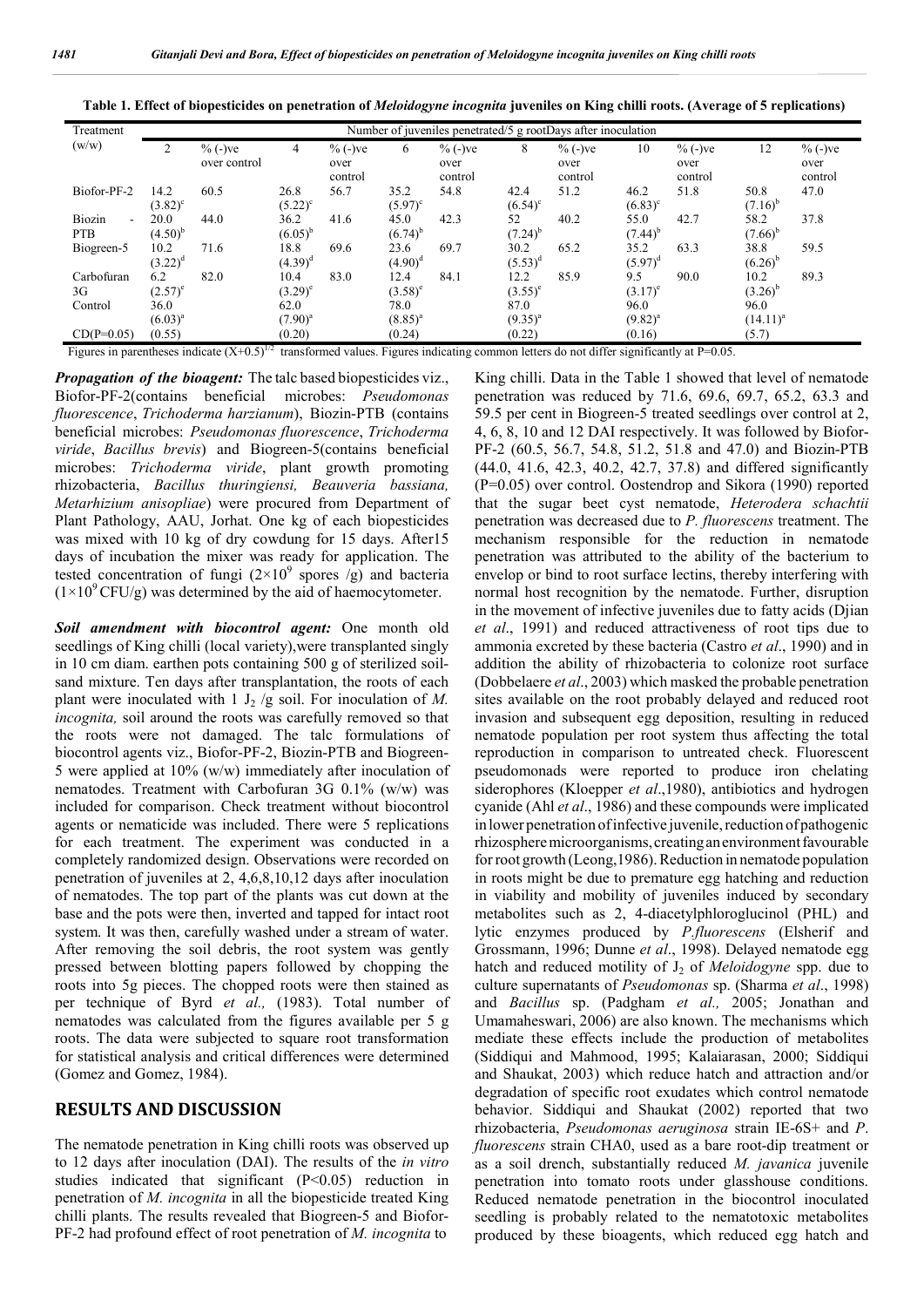**Table 1. Effect of biopesticides on penetration of *Meloidogyne incognita* juveniles on King chilli roots. (Average of 5 replications)**

| Treatment (w/w) | Number of juveniles penetrated/5 g root Days after inoculation | | | | | | | | | | | |
|---|---|---|---|---|---|---|---|---|---|---|---|---|
| | 2 | % (-)ve over control | 4 | % (-)ve over control | 6 | % (-)ve over control | 8 | % (-)ve over control | 10 | % (-)ve over control | 12 | % (-)ve over control |
| Biofor-PF-2 | 14.2 (3.82)[c] | 60.5 | 26.8 (5.22)[c] | 56.7 | 35.2 (5.97)[c] | 54.8 | 42.4 (6.54)[c] | 51.2 | 46.2 (6.83)[c] | 51.8 | 50.8 (7.16)[b] | 47.0 |
| Biozin - PTB | 20.0 (4.50)[b] | 44.0 | 36.2 (6.05)[b] | 41.6 | 45.0 (6.74)[b] | 42.3 | 52 (7.24)[b] | 40.2 | 55.0 (7.44)[b] | 42.7 | 58.2 (7.66)[b] | 37.8 |
| Biogreen-5 | 10.2 (3.22)[d] | 71.6 | 18.8 (4.39)[d] | 69.6 | 23.6 (4.90)[d] | 69.7 | 30.2 (5.53)[d] | 65.2 | 35.2 (5.97)[d] | 63.3 | 38.8 (6.26)[b] | 59.5 |
| Carbofuran 3G | 6.2 (2.57)[e] | 82.0 | 10.4 (3.29)[e] | 83.0 | 12.4 (3.58)[e] | 84.1 | 12.2 (3.55)[e] | 85.9 | 9.5 (3.17)[e] | 90.0 | 10.2 (3.26)[b] | 89.3 |
| Control | 36.0 (6.03)[a] | | 62.0 (7.90)[a] | | 78.0 (8.85)[a] | | 87.0 (9.35)[a] | | 96.0 (9.82)[a] | | 96.0 (14.11)[a] | |
| CD(P=0.05) | (0.55) | | (0.20) | | (0.24) | | (0.22) | | (0.16) | | (5.7) | |

Figures in parentheses indicate $(X+0.5)^{1/2}$ transformed values. Figures indicating common letters do not differ significantly at P=0.05.

***Propagation of the bioagent:*** The talc based biopesticides viz., Biofor-PF-2(contains beneficial microbes: *Pseudomonas fluorescence*, *Trichoderma harzianum*), Biozin-PTB (contains beneficial microbes: *Pseudomonas fluorescence*, *Trichoderma viride*, *Bacillus brevis*) and Biogreen-5(contains beneficial microbes: *Trichoderma viride*, plant growth promoting rhizobacteria, *Bacillus thuringiensi, Beauveria bassiana, Metarhizium anisopliae*) were procured from Department of Plant Pathology, AAU, Jorhat. One kg of each biopesticides was mixed with 10 kg of dry cowdung for 15 days. After15 days of incubation the mixer was ready for application. The tested concentration of fungi ($2\times10^9$ spores /g) and bacteria ($1\times10^9$ CFU/g) was determined by the aid of haemocytometer.

***Soil amendment with biocontrol agent:*** One month old seedlings of King chilli (local variety),were transplanted singly in 10 cm diam. earthen pots containing 500 g of sterilized soil-sand mixture. Ten days after transplantation, the roots of each plant were inoculated with 1 $J_2$ /g soil. For inoculation of *M. incognita,* soil around the roots was carefully removed so that the roots were not damaged. The talc formulations of biocontrol agents viz., Biofor-PF-2, Biozin-PTB and Biogreen-5 were applied at 10% (w/w) immediately after inoculation of nematodes. Treatment with Carbofuran 3G 0.1% (w/w) was included for comparison. Check treatment without biocontrol agents or nematicide was included. There were 5 replications for each treatment. The experiment was conducted in a completely randomized design. Observations were recorded on penetration of juveniles at 2, 4,6,8,10,12 days after inoculation of nematodes. The top part of the plants was cut down at the base and the pots were then, inverted and tapped for intact root system. It was then, carefully washed under a stream of water. After removing the soil debris, the root system was gently pressed between blotting papers followed by chopping the roots into 5g pieces. The chopped roots were then stained as per technique of Byrd *et al.,* (1983). Total number of nematodes was calculated from the figures available per 5 g roots. The data were subjected to square root transformation for statistical analysis and critical differences were determined (Gomez and Gomez, 1984).

## RESULTS AND DISCUSSION

The nematode penetration in King chilli roots was observed up to 12 days after inoculation (DAI). The results of the *in vitro* studies indicated that significant ($P<0.05$) reduction in penetration of *M. incognita* in all the biopesticide treated King chilli plants. The results revealed that Biogreen-5 and Biofor-PF-2 had profound effect of root penetration of *M. incognita* to King chilli. Data in the Table 1 showed that level of nematode penetration was reduced by 71.6, 69.6, 69.7, 65.2, 63.3 and 59.5 per cent in Biogreen-5 treated seedlings over control at 2, 4, 6, 8, 10 and 12 DAI respectively. It was followed by Biofor-PF-2 (60.5, 56.7, 54.8, 51.2, 51.8 and 47.0) and Biozin-PTB (44.0, 41.6, 42.3, 40.2, 42.7, 37.8) and differed significantly (P=0.05) over control. Oostendrop and Sikora (1990) reported that the sugar beet cyst nematode, *Heterodera schachtii* penetration was decreased due to *P. fluorescens* treatment. The mechanism responsible for the reduction in nematode penetration was attributed to the ability of the bacterium to envelop or bind to root surface lectins, thereby interfering with normal host recognition by the nematode. Further, disruption in the movement of infective juveniles due to fatty acids (Djian *et al*., 1991) and reduced attractiveness of root tips due to ammonia excreted by these bacteria (Castro *et al*., 1990) and in addition the ability of rhizobacteria to colonize root surface (Dobbelaere *et al*., 2003) which masked the probable penetration sites available on the root probably delayed and reduced root invasion and subsequent egg deposition, resulting in reduced nematode population per root system thus affecting the total reproduction in comparison to untreated check. Fluorescent pseudomonads were reported to produce iron chelating siderophores (Kloepper *et al*.,1980), antibiotics and hydrogen cyanide (Ahl *et al*., 1986) and these compounds were implicated in lower penetration of infective juvenile, reduction of pathogenic rhizosphere microorganisms, creating an environment favourable for root growth (Leong,1986). Reduction in nematode population in roots might be due to premature egg hatching and reduction in viability and mobility of juveniles induced by secondary metabolites such as 2, 4-diacetylphloroglucinol (PHL) and lytic enzymes produced by *P.fluorescens* (Elsherif and Grossmann, 1996; Dunne *et al*., 1998). Delayed nematode egg hatch and reduced motility of $J_2$ of *Meloidogyne* spp. due to culture supernatants of *Pseudomonas* sp. (Sharma *et al*., 1998) and *Bacillus* sp. (Padgham *et al.,* 2005; Jonathan and Umamaheswari, 2006) are also known. The mechanisms which mediate these effects include the production of metabolites (Siddiqui and Mahmood, 1995; Kalaiarasan, 2000; Siddiqui and Shaukat, 2003) which reduce hatch and attraction and/or degradation of specific root exudates which control nematode behavior. Siddiqui and Shaukat (2002) reported that two rhizobacteria, *Pseudomonas aeruginosa* strain IE-6S+ and *P. fluorescens* strain CHA0, used as a bare root-dip treatment or as a soil drench, substantially reduced *M. javanica* juvenile penetration into tomato roots under glasshouse conditions. Reduced nematode penetration in the biocontrol inoculated seedling is probably related to the nematotoxic metabolites produced by these bioagents, which reduced egg hatch and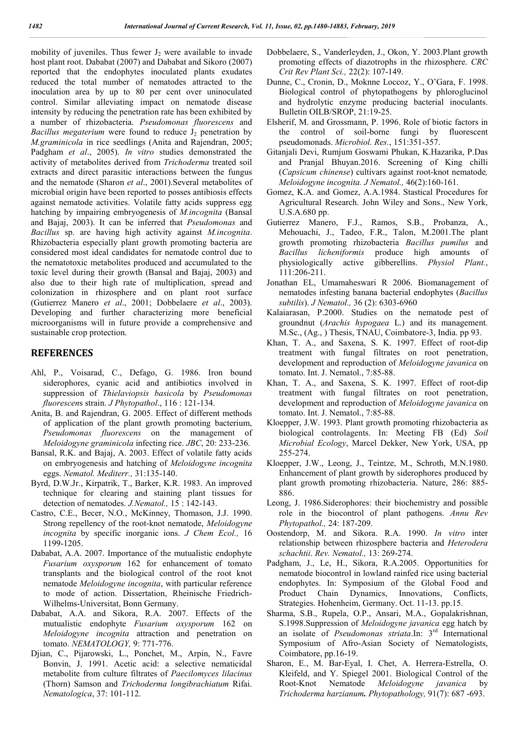mobility of juveniles. Thus fewer $J_2$ were available to invade host plant root. Dababat (2007) and Dababat and Sikoro (2007) reported that the endophytes inoculated plants exudates reduced the total number of nematodes attracted to the inoculation area by up to 80 per cent over uninoculated control. Similar alleviating impact on nematode disease intensity by reducing the penetration rate has been exhibited by a number of rhizobacteria. *Pseudomonas fluorescens* and *Bacillus megaterium* were found to reduce $J_2$ penetration by *M.graminicola* in rice seedlings (Anita and Rajendran, 2005; Padgham *et al*., 2005). *In vitro* studies demonstrated the activity of metabolites derived from *Trichoderma* treated soil extracts and direct parasitic interactions between the fungus and the nematode (Sharon *et al*., 2001).Several metabolites of microbial origin have been reported to posses antibiosis effects against nematode activities. Volatile fatty acids suppress egg hatching by impairing embryogenesis of *M.incognita* (Bansal and Bajaj, 2003). It can be inferred that *Pseudomonas* and *Bacillus* sp. are having high activity against *M.incognita*. Rhizobacteria especially plant growth promoting bacteria are considered most ideal candidates for nematode control due to the nematotoxic metabolites produced and accumulated to the toxic level during their growth (Bansal and Bajaj, 2003) and also due to their high rate of multiplication, spread and colonization in rhizosphere and on plant root surface (Gutierrez Manero *et al*., 2001; Dobbelaere *et al*., 2003). Developing and further characterizing more beneficial microorganisms will in future provide a comprehensive and sustainable crop protection.

## REFERENCES

- Ahl, P., Voisarad, C., Defago, G. 1986. Iron bound siderophores, cyanic acid and antibiotics involved in suppression of *Thielaviopsis basicola* by *Pseudomonas fluorescen*s strain. *J Phytopathol*., 116 : 121-134.
- Anita, B. and Rajendran, G. 2005. Effect of different methods of application of the plant growth promoting bacterium, *Pseudomonas fluorescens* on the management of *Meloidogyne graminicola* infecting rice. *JBC*, 20: 233-236.
- Bansal, R.K. and Bajaj, A. 2003. Effect of volatile fatty acids on embryogenesis and hatching of *Meloidogyne incognita* eggs. *Nematol. Mediterr.,* 31:135-140.
- Byrd, D.W.Jr., Kirpatrik, T., Barker, K.R. 1983. An improved technique for clearing and staining plant tissues for detection of nematodes. *J.Nematol.,* 15 : 142-143.
- Castro, C.E., Becer, N.O., McKinney, Thomason, J.J. 1990. Strong repellency of the root-knot nematode, *Meloidogyne incognita* by specific inorganic ions. *J Chem Ecol.,* 16 1199-1205.
- Dababat, A.A. 2007. Importance of the mutualistic endophyte *Fusarium oxysporum* 162 for enhancement of tomato transplants and the biological control of the root knot nematode *Meloidogyne incognita*, with particular reference to mode of action. Dissertation, Rheinische Friedrich-Wilhelms-Universitat, Bonn Germany.
- Dababat, A.A. and Sikora, R.A. 2007. Effects of the mutualistic endophyte *Fusarium oxysporum* 162 on *Meloidogyne incognita* attraction and penetration on tomato. *NEMATOLOGY,* 9: 771-776.
- Djian, C., Pijarowski, L., Ponchet, M., Arpin, N., Favre Bonvin, J. 1991. Acetic acid: a selective nematicidal metabolite from culture filtrates of *Paecilomyces lilacinus* (Thorn) Samson and *Trichoderma longibrachiatum* Rifai. *Nematologica*, 37: 101-112.
- Dobbelaere, S., Vanderleyden, J., Okon, Y. 2003.Plant growth promoting effects of diazotrophs in the rhizosphere. *CRC Crit Rev Plant Sci.,* 22(2): 107-149.
- Dunne, C., Cronin, D., Moknne Loccoz, Y., O'Gara, F. 1998. Biological control of phytopathogens by phloroglucinol and hydrolytic enzyme producing bacterial inoculants. Bulletin OILB/SROP, 21:19-25.
- Elsherif, M. and Grossmann, P. 1996. Role of biotic factors in the control of soil-borne fungi by fluorescent pseudomonads. *Microbiol. Res.*, 151:351-357.
- Gitanjali Devi, Rumjum Goswami Phukan, K.Hazarika, P.Das and Pranjal Bhuyan.2016. Screening of King chilli (*Capsicum chinense*) cultivars against root-knot nematode*, Meloidogyne incognita. J Nematol.,* 46(2):160-161.
- Gomez, K.A. and Gomez, A.A.1984. Stastical Procedures for Agricultural Research. John Wiley and Sons., New York, U.S.A.680 pp.
- Gutierrez Manero, F.J., Ramos, S.B., Probanza, A., Mehouachi, J., Tadeo, F.R., Talon, M.2001.The plant growth promoting rhizobacteria *Bacillus pumilus* and *Bacillus licheniformis* produce high amounts of physiologically active gibberellins. *Physiol Plant.*, 111:206-211.
- Jonathan EL, Umamaheswari R 2006. Biomanagement of nematodes infesting banana bacterial endophytes (*Bacillus subtilis*). *J Nematol.,* 36 (2): 6303-6960
- Kalaiarasan, P.2000. Studies on the nematode pest of groundnut (*Arachis hypogaea* L.) and its management. M.Sc., (Ag., ) Thesis, TNAU, Coimbatore-3, India. pp 93.
- Khan, T. A., and Saxena, S. K. 1997. Effect of root-dip treatment with fungal filtrates on root penetration, development and reproduction of *Meloidogyne javanica* on tomato. Int. J. Nematol., 7:85-88.
- Khan, T. A., and Saxena, S. K. 1997. Effect of root-dip treatment with fungal filtrates on root penetration, development and reproduction of *Meloidogyne javanica* on tomato. Int. J. Nematol., 7:85-88.
- Kloepper, J.W. 1993. Plant growth promoting rhizobacteria as biological controlagents. In: Meeting FB (Ed) *Soil Microbial Ecology*, Marcel Dekker, New York, USA, pp 255-274.
- Kloepper, J.W., Leong, J., Teintze, M., Schroth, M.N.1980. Enhancement of plant growth by siderophores produced by plant growth promoting rhizobacteria. Nature, 286: 885-886.
- Leong, J. 1986.Siderophores: their biochemistry and possible role in the biocontrol of plant pathogens. *Annu Rev Phytopathol.,* 24: 187-209.
- Oostendorp, M. and Sikora. R.A. 1990. *In vitro* inter relationship between rhizosphere bacteria and *Heterodera schachtii*. *Rev. Nematol.,* 13: 269-274.
- Padgham, J., Le, H., Sikora, R.A.2005. Opportunities for nematode biocontrol in lowland rainfed rice using bacterial endophytes. In: Symposium of the Global Food and Product Chain Dynamics, Innovations, Conflicts, Strategies. Hohenheim, Germany. Oct. 11-13. pp.15.
- Sharma, S.B., Rupela, O.P., Ansari, M.A., Gopalakrishnan, S.1998.Suppression of *Meloidogyne javanica* egg hatch by an isolate of *Pseudomonas striata*.In: 3rd International Symposium of Afro-Asian Society of Nematologists, Coimbatore, pp.16-19.
- Sharon, E., M. Bar-Eyal, I. Chet, A. Herrera-Estrella, O. Kleifeld, and Y. Spiegel 2001. Biological Control of the Root-Knot Nematode *Meloidogyne javanica* by *Trichoderma harzianum***.** *Phytopathology,* 91(7): 687 -693.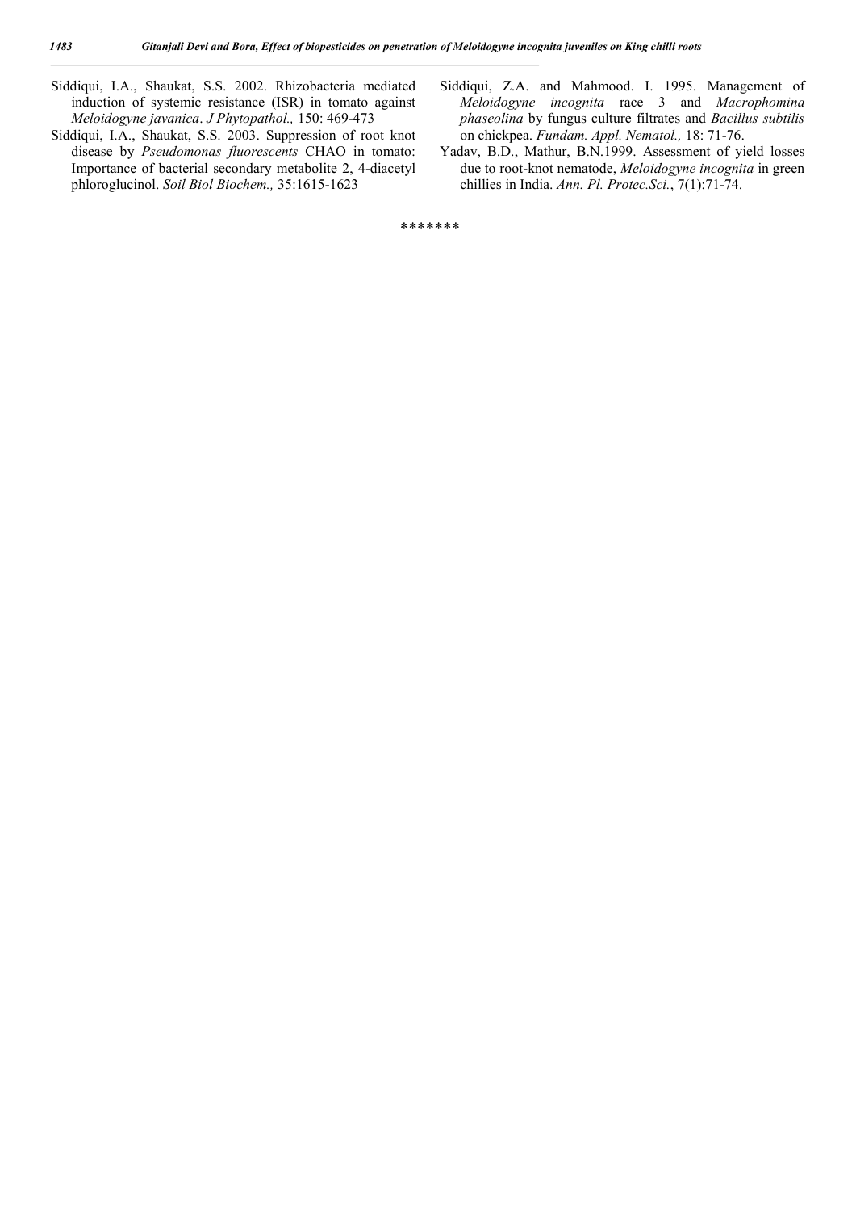Siddiqui, I.A., Shaukat, S.S. 2002. Rhizobacteria mediated induction of systemic resistance (ISR) in tomato against *Meloidogyne javanica*. *J Phytopathol.,* 150: 469-473

Siddiqui, I.A., Shaukat, S.S. 2003. Suppression of root knot disease by *Pseudomonas fluorescents* CHAO in tomato: Importance of bacterial secondary metabolite 2, 4-diacetyl phloroglucinol. *Soil Biol Biochem.,* 35:1615-1623

Siddiqui, Z.A. and Mahmood. I. 1995. Management of *Meloidogyne incognita* race 3 and *Macrophomina phaseolina* by fungus culture filtrates and *Bacillus subtilis* on chickpea. *Fundam. Appl. Nematol.,* 18: 71-76.

Yadav, B.D., Mathur, B.N.1999. Assessment of yield losses due to root-knot nematode, *Meloidogyne incognita* in green chillies in India. *Ann. Pl. Protec.Sci.*, 7(1):71-74.

*******